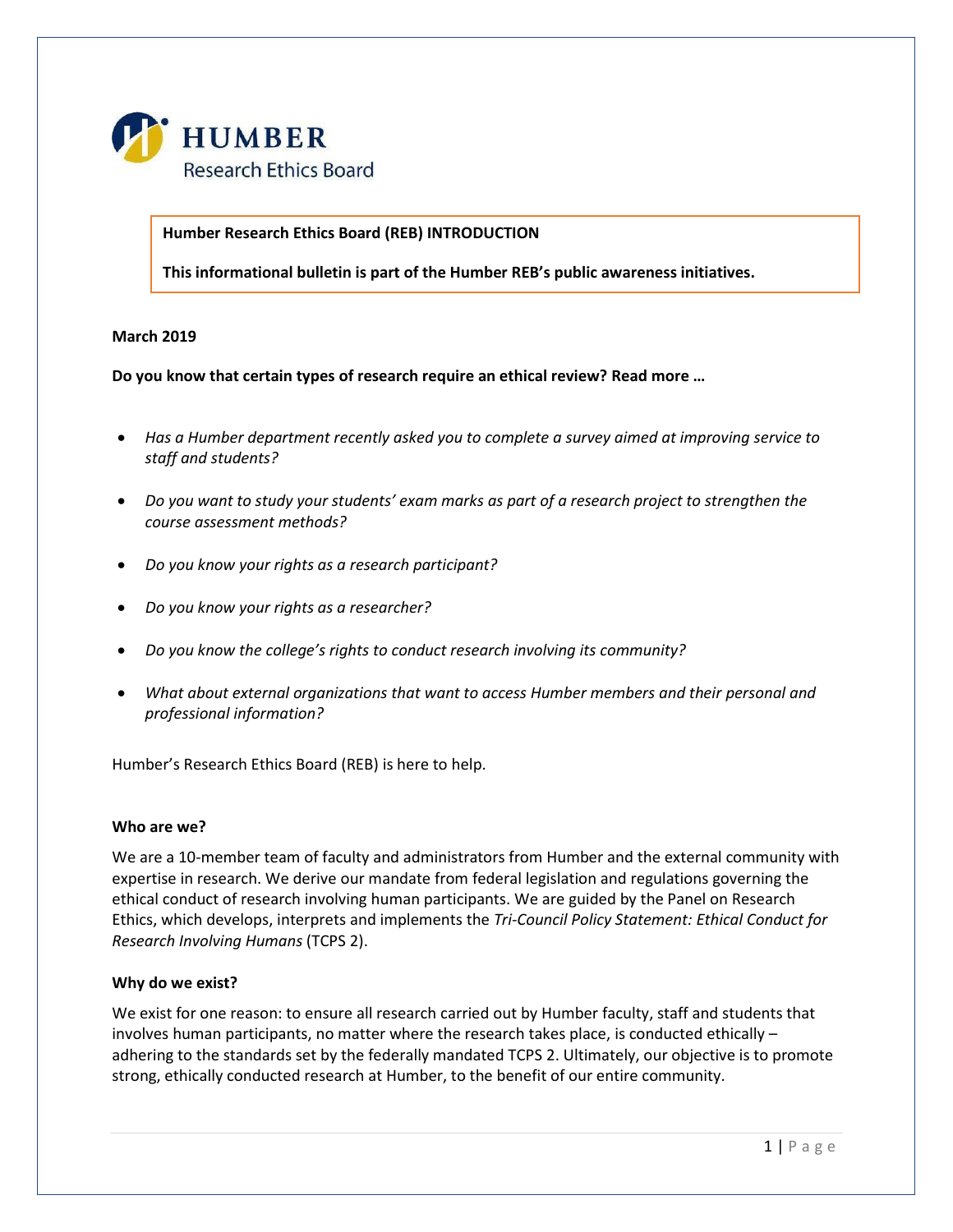# HUMBER
Research Ethics Board

**Humber Research Ethics Board (REB) INTRODUCTION**

**This informational bulletin is part of the Humber REB's public awareness initiatives.**

**March 2019**

**Do you know that certain types of research require an ethical review? Read more …**

- *Has a Humber department recently asked you to complete a survey aimed at improving service to staff and students?*
- *Do you want to study your students' exam marks as part of a research project to strengthen the course assessment methods?*
- *Do you know your rights as a research participant?*
- *Do you know your rights as a researcher?*
- *Do you know the college's rights to conduct research involving its community?*
- *What about external organizations that want to access Humber members and their personal and professional information?*

Humber's Research Ethics Board (REB) is here to help.

## Who are we?

We are a 10-member team of faculty and administrators from Humber and the external community with expertise in research. We derive our mandate from federal legislation and regulations governing the ethical conduct of research involving human participants. We are guided by the Panel on Research Ethics, which develops, interprets and implements the *Tri-Council Policy Statement: Ethical Conduct for Research Involving Humans* (TCPS 2).

## Why do we exist?

We exist for one reason: to ensure all research carried out by Humber faculty, staff and students that involves human participants, no matter where the research takes place, is conducted ethically – adhering to the standards set by the federally mandated TCPS 2. Ultimately, our objective is to promote strong, ethically conducted research at Humber, to the benefit of our entire community.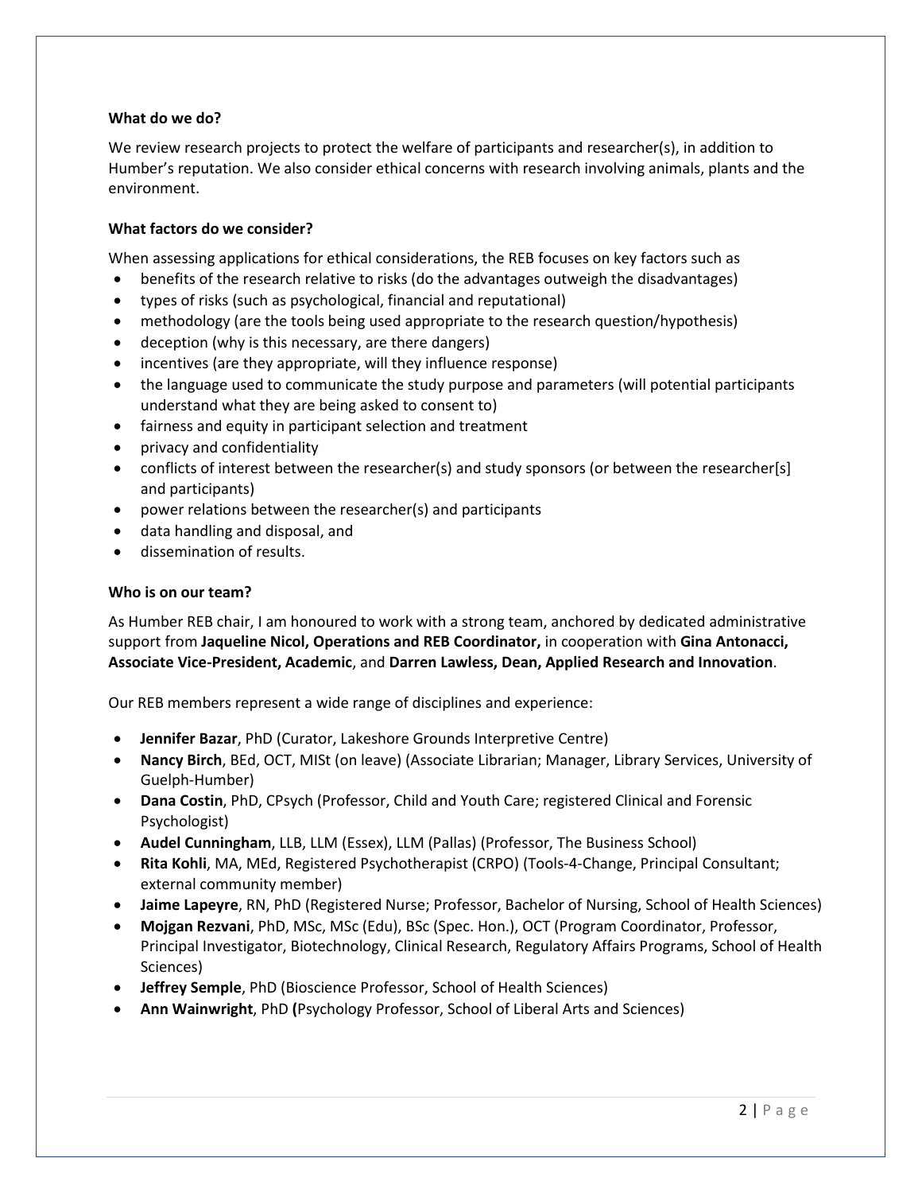**What do we do?**

We review research projects to protect the welfare of participants and researcher(s), in addition to Humber's reputation. We also consider ethical concerns with research involving animals, plants and the environment.

**What factors do we consider?**

When assessing applications for ethical considerations, the REB focuses on key factors such as

- benefits of the research relative to risks (do the advantages outweigh the disadvantages)
- types of risks (such as psychological, financial and reputational)
- methodology (are the tools being used appropriate to the research question/hypothesis)
- deception (why is this necessary, are there dangers)
- incentives (are they appropriate, will they influence response)
- the language used to communicate the study purpose and parameters (will potential participants understand what they are being asked to consent to)
- fairness and equity in participant selection and treatment
- privacy and confidentiality
- conflicts of interest between the researcher(s) and study sponsors (or between the researcher[s] and participants)
- power relations between the researcher(s) and participants
- data handling and disposal, and
- dissemination of results.

**Who is on our team?**

As Humber REB chair, I am honoured to work with a strong team, anchored by dedicated administrative support from **Jaqueline Nicol, Operations and REB Coordinator,** in cooperation with **Gina Antonacci, Associate Vice-President, Academic**, and **Darren Lawless, Dean, Applied Research and Innovation**.

Our REB members represent a wide range of disciplines and experience:

- **Jennifer Bazar**, PhD (Curator, Lakeshore Grounds Interpretive Centre)
- **Nancy Birch**, BEd, OCT, MISt (on leave) (Associate Librarian; Manager, Library Services, University of Guelph-Humber)
- **Dana Costin**, PhD, CPsych (Professor, Child and Youth Care; registered Clinical and Forensic Psychologist)
- **Audel Cunningham**, LLB, LLM (Essex), LLM (Pallas) (Professor, The Business School)
- **Rita Kohli**, MA, MEd, Registered Psychotherapist (CRPO) (Tools-4-Change, Principal Consultant; external community member)
- **Jaime Lapeyre**, RN, PhD (Registered Nurse; Professor, Bachelor of Nursing, School of Health Sciences)
- **Mojgan Rezvani**, PhD, MSc, MSc (Edu), BSc (Spec. Hon.), OCT (Program Coordinator, Professor, Principal Investigator, Biotechnology, Clinical Research, Regulatory Affairs Programs, School of Health Sciences)
- **Jeffrey Semple**, PhD (Bioscience Professor, School of Health Sciences)
- **Ann Wainwright**, PhD **(**Psychology Professor, School of Liberal Arts and Sciences)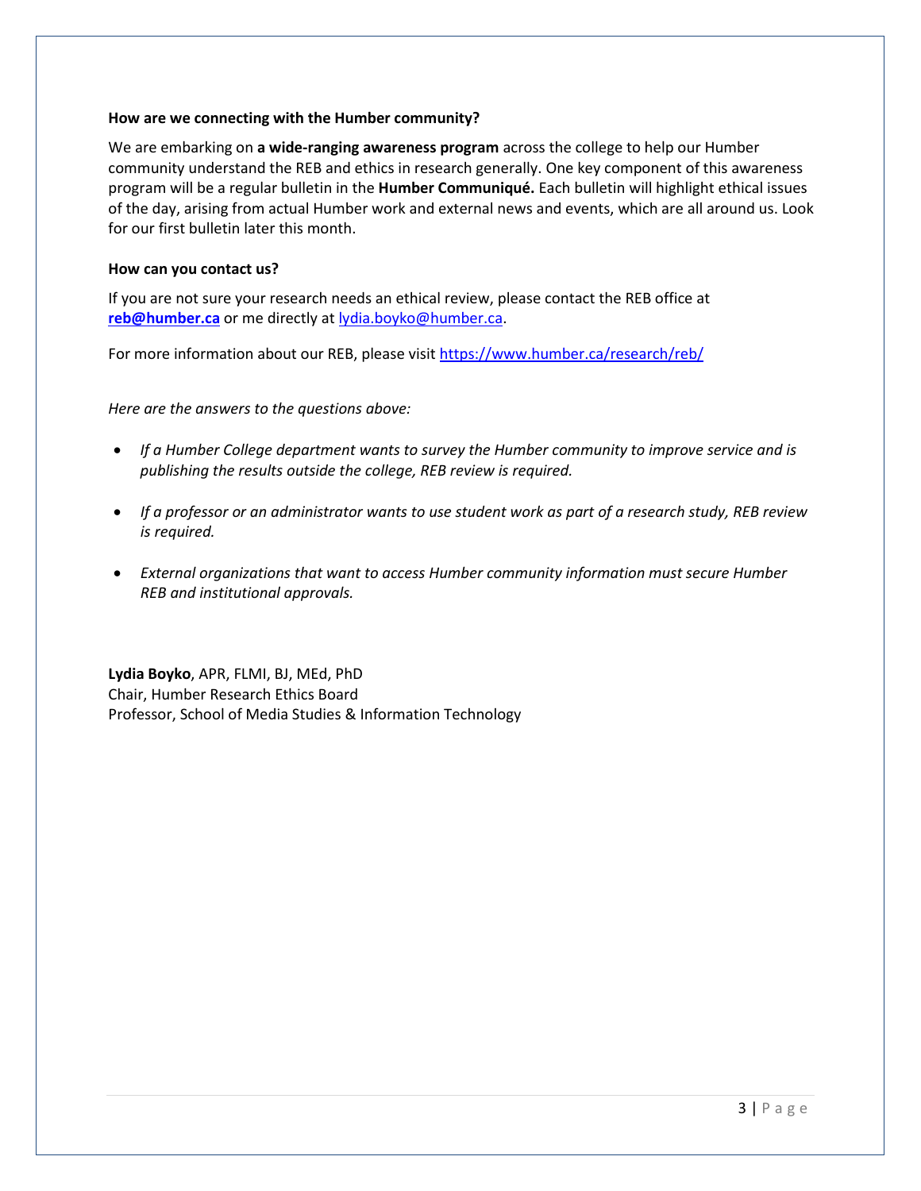**How are we connecting with the Humber community?**

We are embarking on **a wide-ranging awareness program** across the college to help our Humber community understand the REB and ethics in research generally. One key component of this awareness program will be a regular bulletin in the **Humber Communiqué.** Each bulletin will highlight ethical issues of the day, arising from actual Humber work and external news and events, which are all around us. Look for our first bulletin later this month.

**How can you contact us?**

If you are not sure your research needs an ethical review, please contact the REB office at **reb@humber.ca** or me directly at lydia.boyko@humber.ca.

For more information about our REB, please visit https://www.humber.ca/research/reb/

*Here are the answers to the questions above:*

- *If a Humber College department wants to survey the Humber community to improve service and is publishing the results outside the college, REB review is required.*
- *If a professor or an administrator wants to use student work as part of a research study, REB review is required.*
- *External organizations that want to access Humber community information must secure Humber REB and institutional approvals.*

**Lydia Boyko**, APR, FLMI, BJ, MEd, PhD
Chair, Humber Research Ethics Board
Professor, School of Media Studies & Information Technology